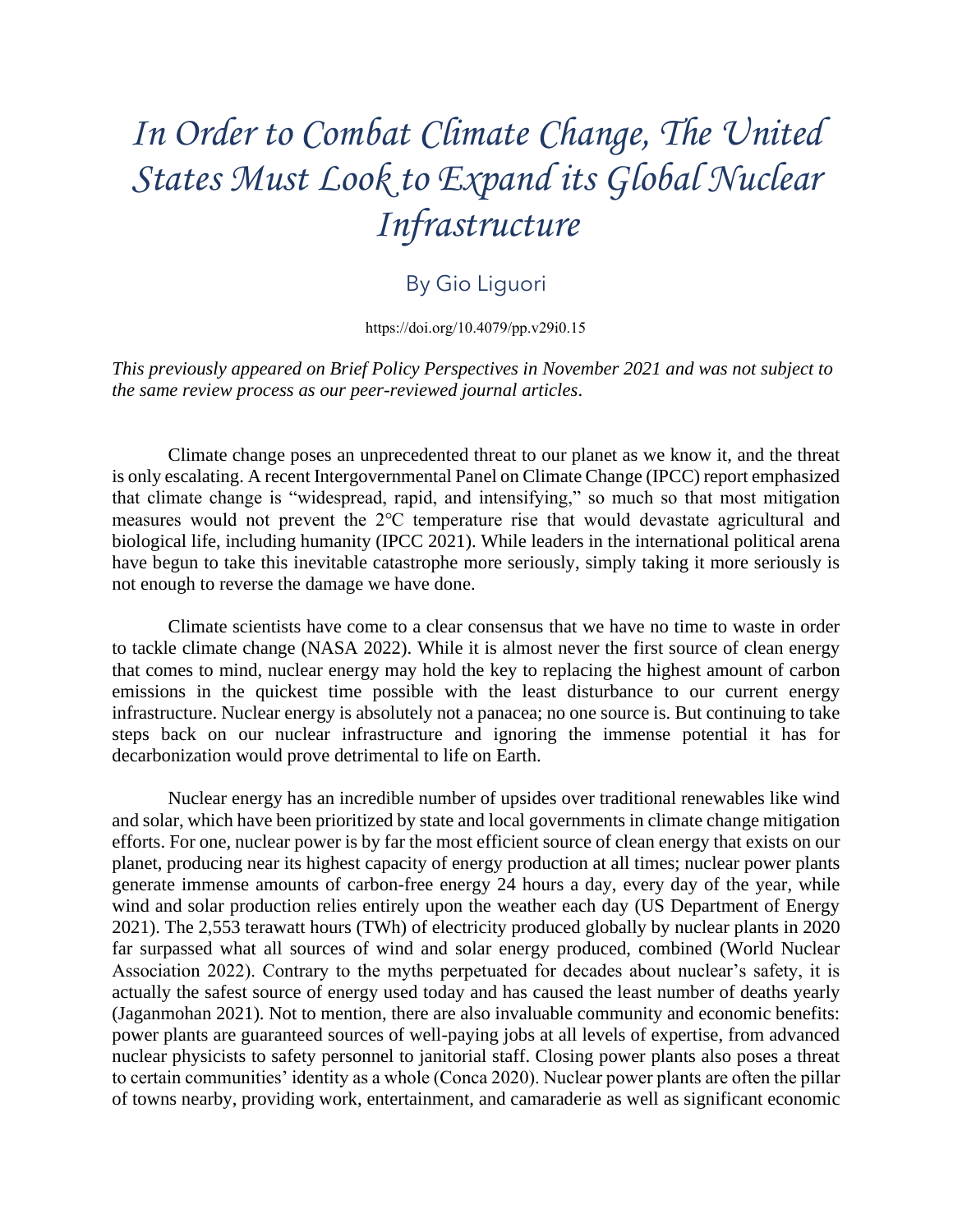# In Order to Combat Climate Change, The United States Must Look to Expand its Global Nuclear Infrastructure

By Gio Liguori

https://doi.org/10.4079/pp.v29i0.15

*This previously appeared on Brief Policy Perspectives in November 2021 and was not subject to the same review process as our peer-reviewed journal articles.*

Climate change poses an unprecedented threat to our planet as we know it, and the threat is only escalating. A recent Intergovernmental Panel on Climate Change (IPCC) report emphasized that climate change is "widespread, rapid, and intensifying," so much so that most mitigation measures would not prevent the 2℃ temperature rise that would devastate agricultural and biological life, including humanity (IPCC 2021). While leaders in the international political arena have begun to take this inevitable catastrophe more seriously, simply taking it more seriously is not enough to reverse the damage we have done.

Climate scientists have come to a clear consensus that we have no time to waste in order to tackle climate change (NASA 2022). While it is almost never the first source of clean energy that comes to mind, nuclear energy may hold the key to replacing the highest amount of carbon emissions in the quickest time possible with the least disturbance to our current energy infrastructure. Nuclear energy is absolutely not a panacea; no one source is. But continuing to take steps back on our nuclear infrastructure and ignoring the immense potential it has for decarbonization would prove detrimental to life on Earth.

Nuclear energy has an incredible number of upsides over traditional renewables like wind and solar, which have been prioritized by state and local governments in climate change mitigation efforts. For one, nuclear power is by far the most efficient source of clean energy that exists on our planet, producing near its highest capacity of energy production at all times; nuclear power plants generate immense amounts of carbon-free energy 24 hours a day, every day of the year, while wind and solar production relies entirely upon the weather each day (US Department of Energy 2021). The 2,553 terawatt hours (TWh) of electricity produced globally by nuclear plants in 2020 far surpassed what all sources of wind and solar energy produced, combined (World Nuclear Association 2022). Contrary to the myths perpetuated for decades about nuclear's safety, it is actually the safest source of energy used today and has caused the least number of deaths yearly (Jaganmohan 2021). Not to mention, there are also invaluable community and economic benefits: power plants are guaranteed sources of well-paying jobs at all levels of expertise, from advanced nuclear physicists to safety personnel to janitorial staff. Closing power plants also poses a threat to certain communities' identity as a whole (Conca 2020). Nuclear power plants are often the pillar of towns nearby, providing work, entertainment, and camaraderie as well as significant economic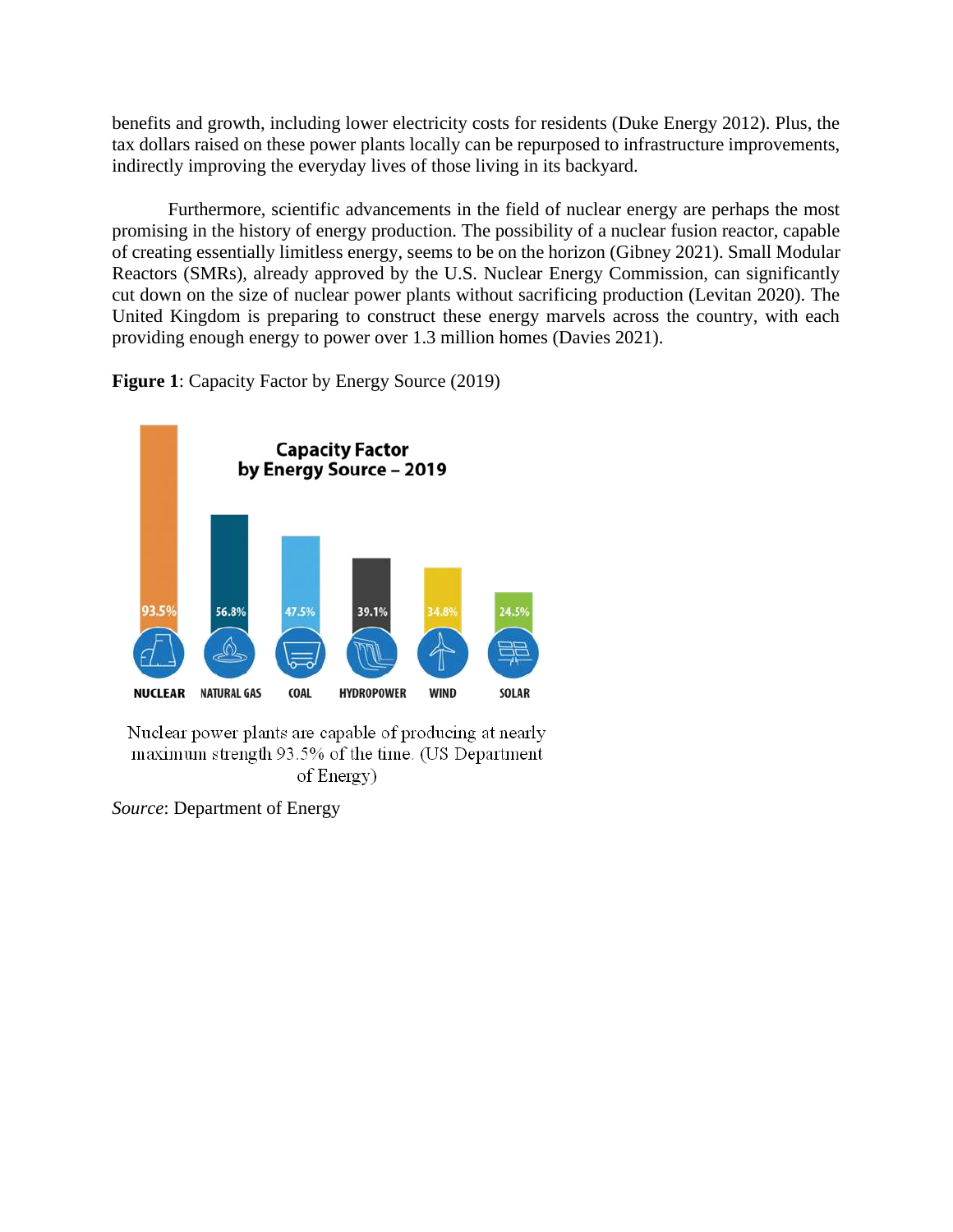benefits and growth, including lower electricity costs for residents (Duke Energy 2012). Plus, the tax dollars raised on these power plants locally can be repurposed to infrastructure improvements, indirectly improving the everyday lives of those living in its backyard.

Furthermore, scientific advancements in the field of nuclear energy are perhaps the most promising in the history of energy production. The possibility of a nuclear fusion reactor, capable of creating essentially limitless energy, seems to be on the horizon (Gibney 2021). Small Modular Reactors (SMRs), already approved by the U.S. Nuclear Energy Commission, can significantly cut down on the size of nuclear power plants without sacrificing production (Levitan 2020). The United Kingdom is preparing to construct these energy marvels across the country, with each providing enough energy to power over 1.3 million homes (Davies 2021).

**Figure 1**: Capacity Factor by Energy Source (2019)

**Capacity Factor by Energy Source – 2019**

| NUCLEAR | NATURAL GAS | COAL | HYDROPOWER | WIND | SOLAR |
|---|---|---|---|---|---|
| 93.5% | 56.8% | 47.5% | 39.1% | 34.8% | 24.5% |

Nuclear power plants are capable of producing at nearly maximum strength 93.5% of the time. (US Department of Energy)

*Source*: Department of Energy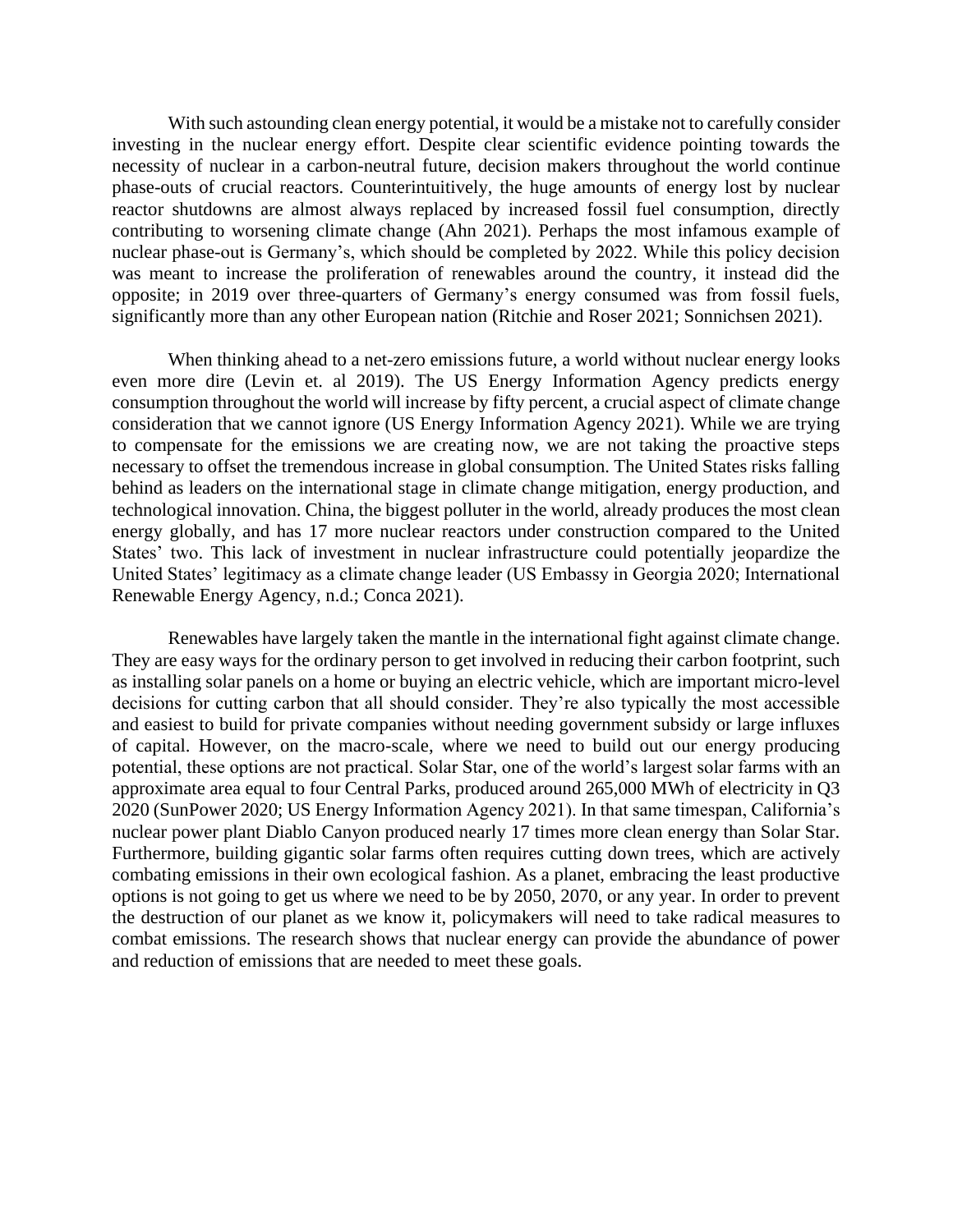With such astounding clean energy potential, it would be a mistake not to carefully consider investing in the nuclear energy effort. Despite clear scientific evidence pointing towards the necessity of nuclear in a carbon-neutral future, decision makers throughout the world continue phase-outs of crucial reactors. Counterintuitively, the huge amounts of energy lost by nuclear reactor shutdowns are almost always replaced by increased fossil fuel consumption, directly contributing to worsening climate change (Ahn 2021). Perhaps the most infamous example of nuclear phase-out is Germany's, which should be completed by 2022. While this policy decision was meant to increase the proliferation of renewables around the country, it instead did the opposite; in 2019 over three-quarters of Germany's energy consumed was from fossil fuels, significantly more than any other European nation (Ritchie and Roser 2021; Sonnichsen 2021).

When thinking ahead to a net-zero emissions future, a world without nuclear energy looks even more dire (Levin et. al 2019). The US Energy Information Agency predicts energy consumption throughout the world will increase by fifty percent, a crucial aspect of climate change consideration that we cannot ignore (US Energy Information Agency 2021). While we are trying to compensate for the emissions we are creating now, we are not taking the proactive steps necessary to offset the tremendous increase in global consumption. The United States risks falling behind as leaders on the international stage in climate change mitigation, energy production, and technological innovation. China, the biggest polluter in the world, already produces the most clean energy globally, and has 17 more nuclear reactors under construction compared to the United States' two. This lack of investment in nuclear infrastructure could potentially jeopardize the United States' legitimacy as a climate change leader (US Embassy in Georgia 2020; International Renewable Energy Agency, n.d.; Conca 2021).

Renewables have largely taken the mantle in the international fight against climate change. They are easy ways for the ordinary person to get involved in reducing their carbon footprint, such as installing solar panels on a home or buying an electric vehicle, which are important micro-level decisions for cutting carbon that all should consider. They're also typically the most accessible and easiest to build for private companies without needing government subsidy or large influxes of capital. However, on the macro-scale, where we need to build out our energy producing potential, these options are not practical. Solar Star, one of the world's largest solar farms with an approximate area equal to four Central Parks, produced around 265,000 MWh of electricity in Q3 2020 (SunPower 2020; US Energy Information Agency 2021). In that same timespan, California's nuclear power plant Diablo Canyon produced nearly 17 times more clean energy than Solar Star. Furthermore, building gigantic solar farms often requires cutting down trees, which are actively combating emissions in their own ecological fashion. As a planet, embracing the least productive options is not going to get us where we need to be by 2050, 2070, or any year. In order to prevent the destruction of our planet as we know it, policymakers will need to take radical measures to combat emissions. The research shows that nuclear energy can provide the abundance of power and reduction of emissions that are needed to meet these goals.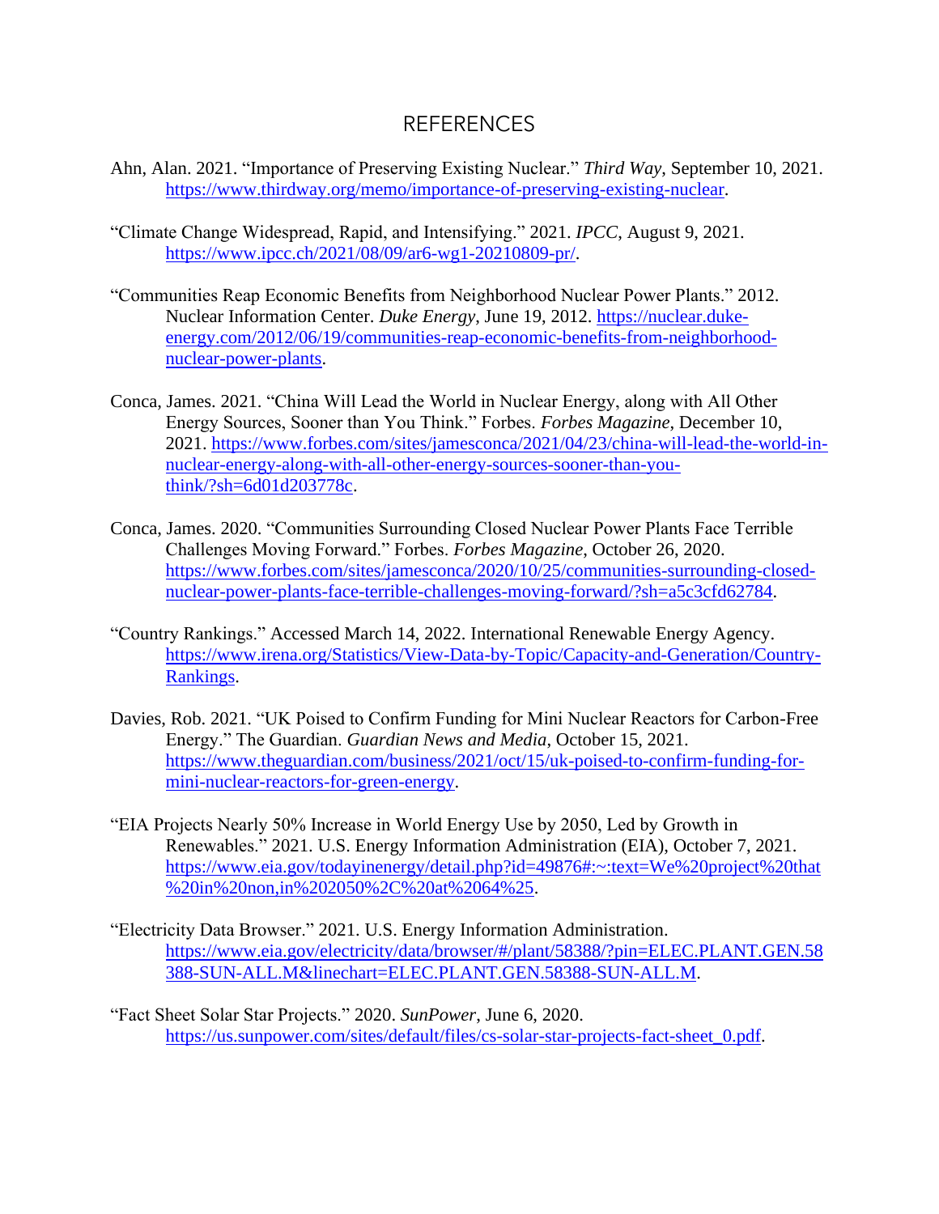## REFERENCES

Ahn, Alan. 2021. "Importance of Preserving Existing Nuclear." *Third Way*, September 10, 2021. https://www.thirdway.org/memo/importance-of-preserving-existing-nuclear.

"Climate Change Widespread, Rapid, and Intensifying." 2021. *IPCC*, August 9, 2021. https://www.ipcc.ch/2021/08/09/ar6-wg1-20210809-pr/.

"Communities Reap Economic Benefits from Neighborhood Nuclear Power Plants." 2012. Nuclear Information Center. *Duke Energy*, June 19, 2012. https://nuclear.duke-energy.com/2012/06/19/communities-reap-economic-benefits-from-neighborhood-nuclear-power-plants.

Conca, James. 2021. "China Will Lead the World in Nuclear Energy, along with All Other Energy Sources, Sooner than You Think." Forbes. *Forbes Magazine*, December 10, 2021. https://www.forbes.com/sites/jamesconca/2021/04/23/china-will-lead-the-world-in-nuclear-energy-along-with-all-other-energy-sources-sooner-than-you-think/?sh=6d01d203778c.

Conca, James. 2020. "Communities Surrounding Closed Nuclear Power Plants Face Terrible Challenges Moving Forward." Forbes. *Forbes Magazine*, October 26, 2020. https://www.forbes.com/sites/jamesconca/2020/10/25/communities-surrounding-closed-nuclear-power-plants-face-terrible-challenges-moving-forward/?sh=a5c3cfd62784.

"Country Rankings." Accessed March 14, 2022. International Renewable Energy Agency. https://www.irena.org/Statistics/View-Data-by-Topic/Capacity-and-Generation/Country-Rankings.

Davies, Rob. 2021. "UK Poised to Confirm Funding for Mini Nuclear Reactors for Carbon-Free Energy." The Guardian. *Guardian News and Media*, October 15, 2021. https://www.theguardian.com/business/2021/oct/15/uk-poised-to-confirm-funding-for-mini-nuclear-reactors-for-green-energy.

"EIA Projects Nearly 50% Increase in World Energy Use by 2050, Led by Growth in Renewables." 2021. U.S. Energy Information Administration (EIA), October 7, 2021. https://www.eia.gov/todayinenergy/detail.php?id=49876#:~:text=We%20project%20that%20in%20non,in%202050%2C%20at%2064%25.

"Electricity Data Browser." 2021. U.S. Energy Information Administration. https://www.eia.gov/electricity/data/browser/#/plant/58388/?pin=ELEC.PLANT.GEN.58388-SUN-ALL.M&linechart=ELEC.PLANT.GEN.58388-SUN-ALL.M.

"Fact Sheet Solar Star Projects." 2020. *SunPower*, June 6, 2020. https://us.sunpower.com/sites/default/files/cs-solar-star-projects-fact-sheet_0.pdf.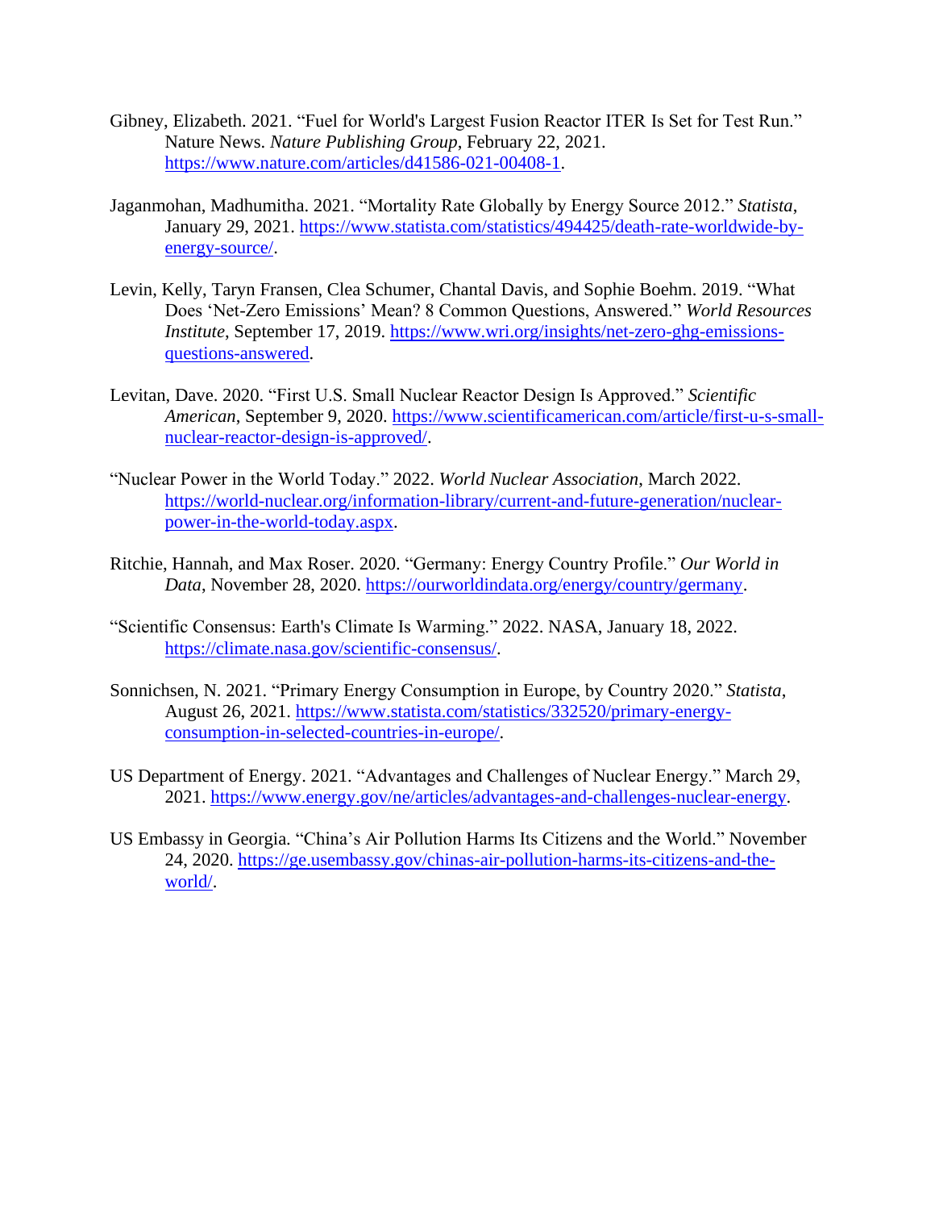Gibney, Elizabeth. 2021. "Fuel for World's Largest Fusion Reactor ITER Is Set for Test Run." Nature News. *Nature Publishing Group*, February 22, 2021. https://www.nature.com/articles/d41586-021-00408-1.

Jaganmohan, Madhumitha. 2021. "Mortality Rate Globally by Energy Source 2012." *Statista*, January 29, 2021. https://www.statista.com/statistics/494425/death-rate-worldwide-by-energy-source/.

Levin, Kelly, Taryn Fransen, Clea Schumer, Chantal Davis, and Sophie Boehm. 2019. "What Does 'Net-Zero Emissions' Mean? 8 Common Questions, Answered." *World Resources Institute*, September 17, 2019. https://www.wri.org/insights/net-zero-ghg-emissions-questions-answered.

Levitan, Dave. 2020. "First U.S. Small Nuclear Reactor Design Is Approved." *Scientific American*, September 9, 2020. https://www.scientificamerican.com/article/first-u-s-small-nuclear-reactor-design-is-approved/.

"Nuclear Power in the World Today." 2022. *World Nuclear Association*, March 2022. https://world-nuclear.org/information-library/current-and-future-generation/nuclear-power-in-the-world-today.aspx.

Ritchie, Hannah, and Max Roser. 2020. "Germany: Energy Country Profile." *Our World in Data*, November 28, 2020. https://ourworldindata.org/energy/country/germany.

"Scientific Consensus: Earth's Climate Is Warming." 2022. NASA, January 18, 2022. https://climate.nasa.gov/scientific-consensus/.

Sonnichsen, N. 2021. "Primary Energy Consumption in Europe, by Country 2020." *Statista*, August 26, 2021. https://www.statista.com/statistics/332520/primary-energy-consumption-in-selected-countries-in-europe/.

US Department of Energy. 2021. "Advantages and Challenges of Nuclear Energy." March 29, 2021. https://www.energy.gov/ne/articles/advantages-and-challenges-nuclear-energy.

US Embassy in Georgia. "China's Air Pollution Harms Its Citizens and the World." November 24, 2020. https://ge.usembassy.gov/chinas-air-pollution-harms-its-citizens-and-the-world/.